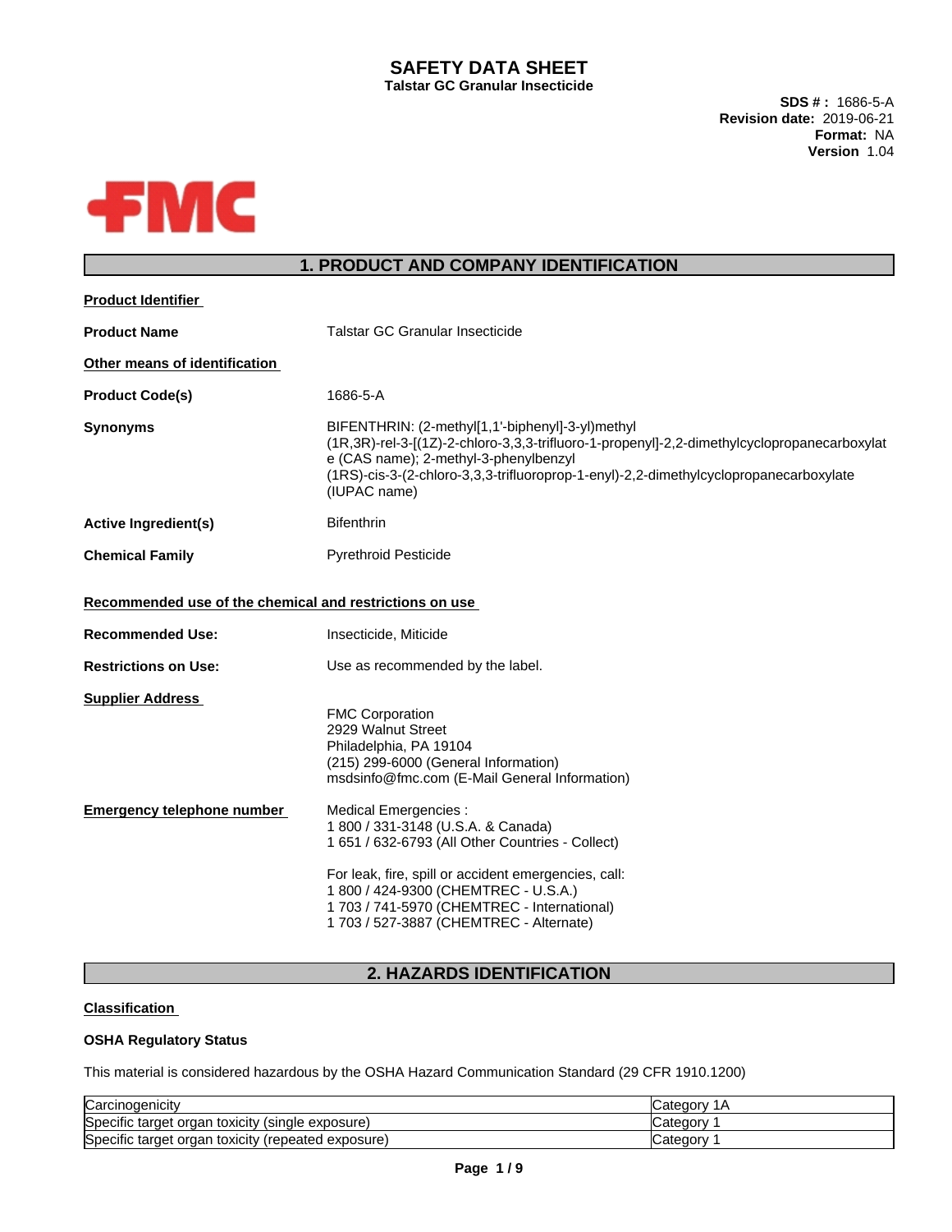# SAFETY DATA SHEET

**Talstar GC Granular Insecticide**

**SDS # :** 1686-5-A
**Revision date:** 2019-06-21
**Format:** NA
**Version** 1.04

## 1. PRODUCT AND COMPANY IDENTIFICATION

**Product Identifier**

**Product Name** Talstar GC Granular Insecticide

**Other means of identification**

**Product Code(s)** 1686-5-A

**Synonyms** BIFENTHRIN: (2-methyl[1,1'-biphenyl]-3-yl)methyl (1R,3R)-rel-3-[(1Z)-2-chloro-3,3,3-trifluoro-1-propenyl]-2,2-dimethylcyclopropanecarboxylate (CAS name); 2-methyl-3-phenylbenzyl (1RS)-cis-3-(2-chloro-3,3,3-trifluoroprop-1-enyl)-2,2-dimethylcyclopropanecarboxylate (IUPAC name)

**Active Ingredient(s)** Bifenthrin

**Chemical Family** Pyrethroid Pesticide

**Recommended use of the chemical and restrictions on use**

**Recommended Use:** Insecticide, Miticide

**Restrictions on Use:** Use as recommended by the label.

**Supplier Address**

FMC Corporation
2929 Walnut Street
Philadelphia, PA 19104
(215) 299-6000 (General Information)
msdsinfo@fmc.com (E-Mail General Information)

**Emergency telephone number**

Medical Emergencies :
1 800 / 331-3148 (U.S.A. & Canada)
1 651 / 632-6793 (All Other Countries - Collect)

For leak, fire, spill or accident emergencies, call:
1 800 / 424-9300 (CHEMTREC - U.S.A.)
1 703 / 741-5970 (CHEMTREC - International)
1 703 / 527-3887 (CHEMTREC - Alternate)

## 2. HAZARDS IDENTIFICATION

**Classification**

**OSHA Regulatory Status**

This material is considered hazardous by the OSHA Hazard Communication Standard (29 CFR 1910.1200)

| Hazard | Category |
|---|---|
| Carcinogenicity | Category 1A |
| Specific target organ toxicity (single exposure) | Category 1 |
| Specific target organ toxicity (repeated exposure) | Category 1 |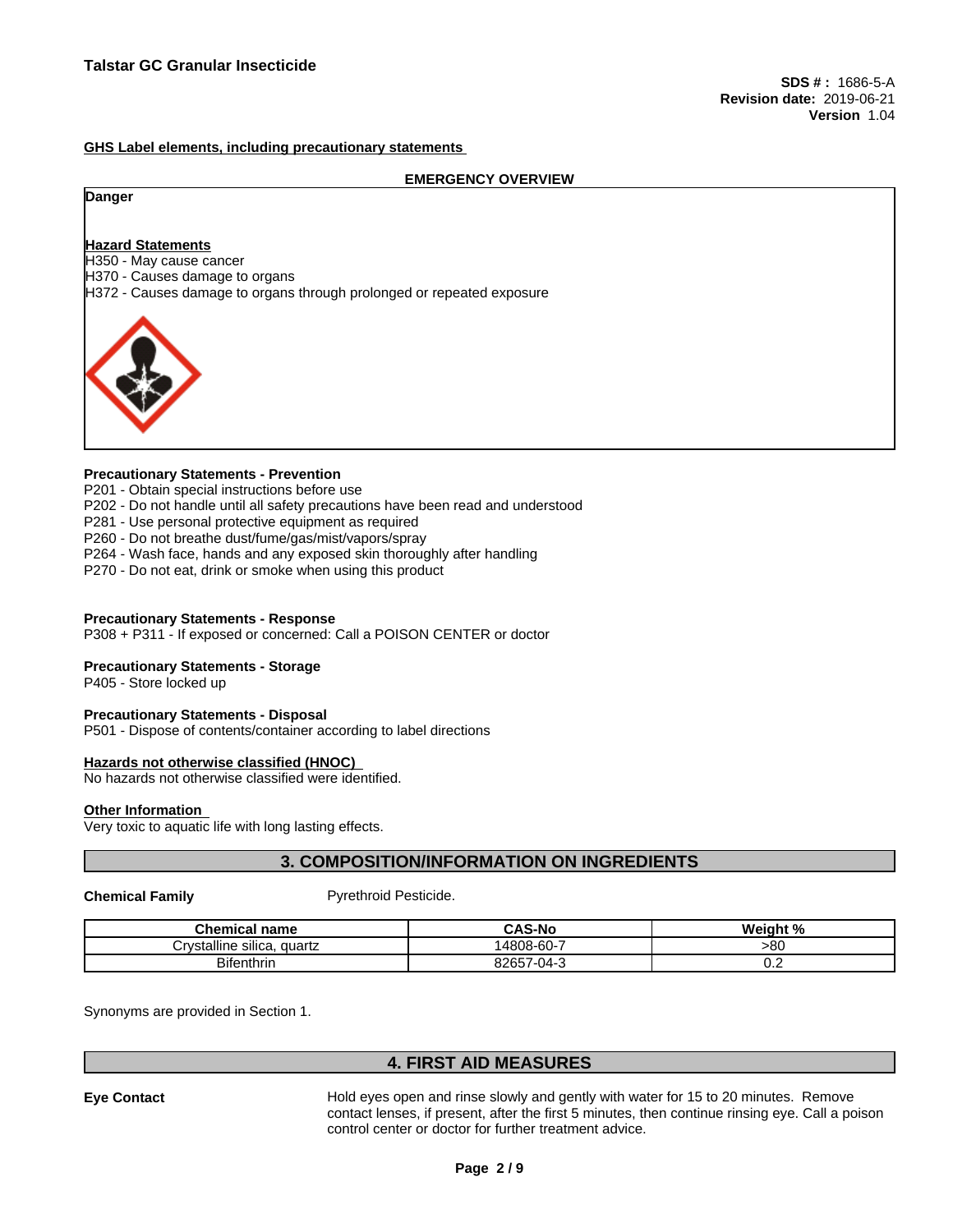**GHS Label elements, including precautionary statements**

**EMERGENCY OVERVIEW**

**Danger**

**Hazard Statements**

H350 - May cause cancer
H370 - Causes damage to organs
H372 - Causes damage to organs through prolonged or repeated exposure

**Precautionary Statements - Prevention**

P201 - Obtain special instructions before use
P202 - Do not handle until all safety precautions have been read and understood
P281 - Use personal protective equipment as required
P260 - Do not breathe dust/fume/gas/mist/vapors/spray
P264 - Wash face, hands and any exposed skin thoroughly after handling
P270 - Do not eat, drink or smoke when using this product

**Precautionary Statements - Response**

P308 + P311 - If exposed or concerned: Call a POISON CENTER or doctor

**Precautionary Statements - Storage**

P405 - Store locked up

**Precautionary Statements - Disposal**

P501 - Dispose of contents/container according to label directions

**Hazards not otherwise classified (HNOC)**

No hazards not otherwise classified were identified.

**Other Information**

Very toxic to aquatic life with long lasting effects.

## 3. COMPOSITION/INFORMATION ON INGREDIENTS

**Chemical Family** Pyrethroid Pesticide.

| Chemical name | CAS-No | Weight % |
|---|---|---|
| Crystalline silica, quartz | 14808-60-7 | >80 |
| Bifenthrin | 82657-04-3 | 0.2 |

Synonyms are provided in Section 1.

## 4. FIRST AID MEASURES

**Eye Contact** Hold eyes open and rinse slowly and gently with water for 15 to 20 minutes. Remove contact lenses, if present, after the first 5 minutes, then continue rinsing eye. Call a poison control center or doctor for further treatment advice.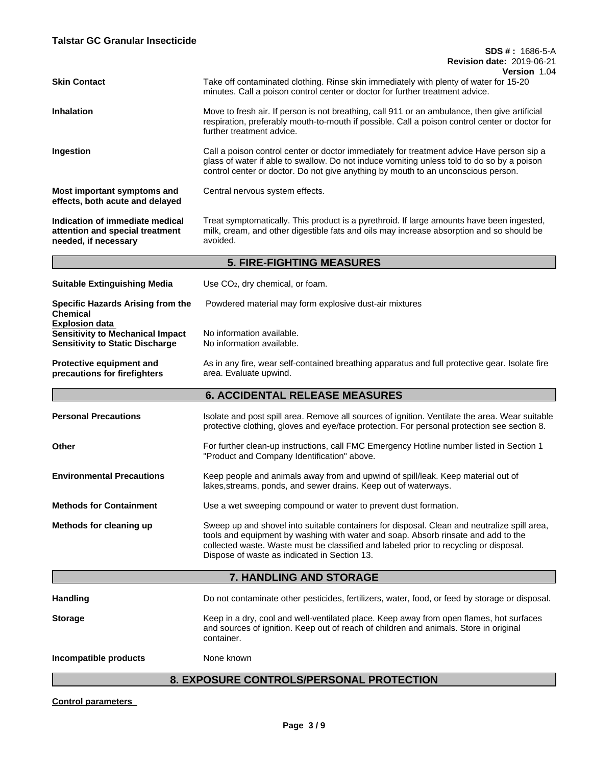| | |
|---|---|
| **Skin Contact** | Take off contaminated clothing. Rinse skin immediately with plenty of water for 15-20 minutes. Call a poison control center or doctor for further treatment advice. |
| **Inhalation** | Move to fresh air. If person is not breathing, call 911 or an ambulance, then give artificial respiration, preferably mouth-to-mouth if possible. Call a poison control center or doctor for further treatment advice. |
| **Ingestion** | Call a poison control center or doctor immediately for treatment advice Have person sip a glass of water if able to swallow. Do not induce vomiting unless told to do so by a poison control center or doctor. Do not give anything by mouth to an unconscious person. |
| **Most important symptoms and effects, both acute and delayed** | Central nervous system effects. |
| **Indication of immediate medical attention and special treatment needed, if necessary** | Treat symptomatically. This product is a pyrethroid. If large amounts have been ingested, milk, cream, and other digestible fats and oils may increase absorption and so should be avoided. |

## 5. FIRE-FIGHTING MEASURES

| | |
|---|---|
| **Suitable Extinguishing Media** | Use $CO_2$, dry chemical, or foam. |
| **Specific Hazards Arising from the Chemical** | Powdered material may form explosive dust-air mixtures |

**Explosion data**

| | |
|---|---|
| **Sensitivity to Mechanical Impact** | No information available. |
| **Sensitivity to Static Discharge** | No information available. |
| **Protective equipment and precautions for firefighters** | As in any fire, wear self-contained breathing apparatus and full protective gear. Isolate fire area. Evaluate upwind. |

## 6. ACCIDENTAL RELEASE MEASURES

| | |
|---|---|
| **Personal Precautions** | Isolate and post spill area. Remove all sources of ignition. Ventilate the area. Wear suitable protective clothing, gloves and eye/face protection. For personal protection see section 8. |
| **Other** | For further clean-up instructions, call FMC Emergency Hotline number listed in Section 1 "Product and Company Identification" above. |
| **Environmental Precautions** | Keep people and animals away from and upwind of spill/leak. Keep material out of lakes,streams, ponds, and sewer drains. Keep out of waterways. |
| **Methods for Containment** | Use a wet sweeping compound or water to prevent dust formation. |
| **Methods for cleaning up** | Sweep up and shovel into suitable containers for disposal. Clean and neutralize spill area, tools and equipment by washing with water and soap. Absorb rinsate and add to the collected waste. Waste must be classified and labeled prior to recycling or disposal. Dispose of waste as indicated in Section 13. |

## 7. HANDLING AND STORAGE

| | |
|---|---|
| **Handling** | Do not contaminate other pesticides, fertilizers, water, food, or feed by storage or disposal. |
| **Storage** | Keep in a dry, cool and well-ventilated place. Keep away from open flames, hot surfaces and sources of ignition. Keep out of reach of children and animals. Store in original container. |
| **Incompatible products** | None known |

## 8. EXPOSURE CONTROLS/PERSONAL PROTECTION

**Control parameters**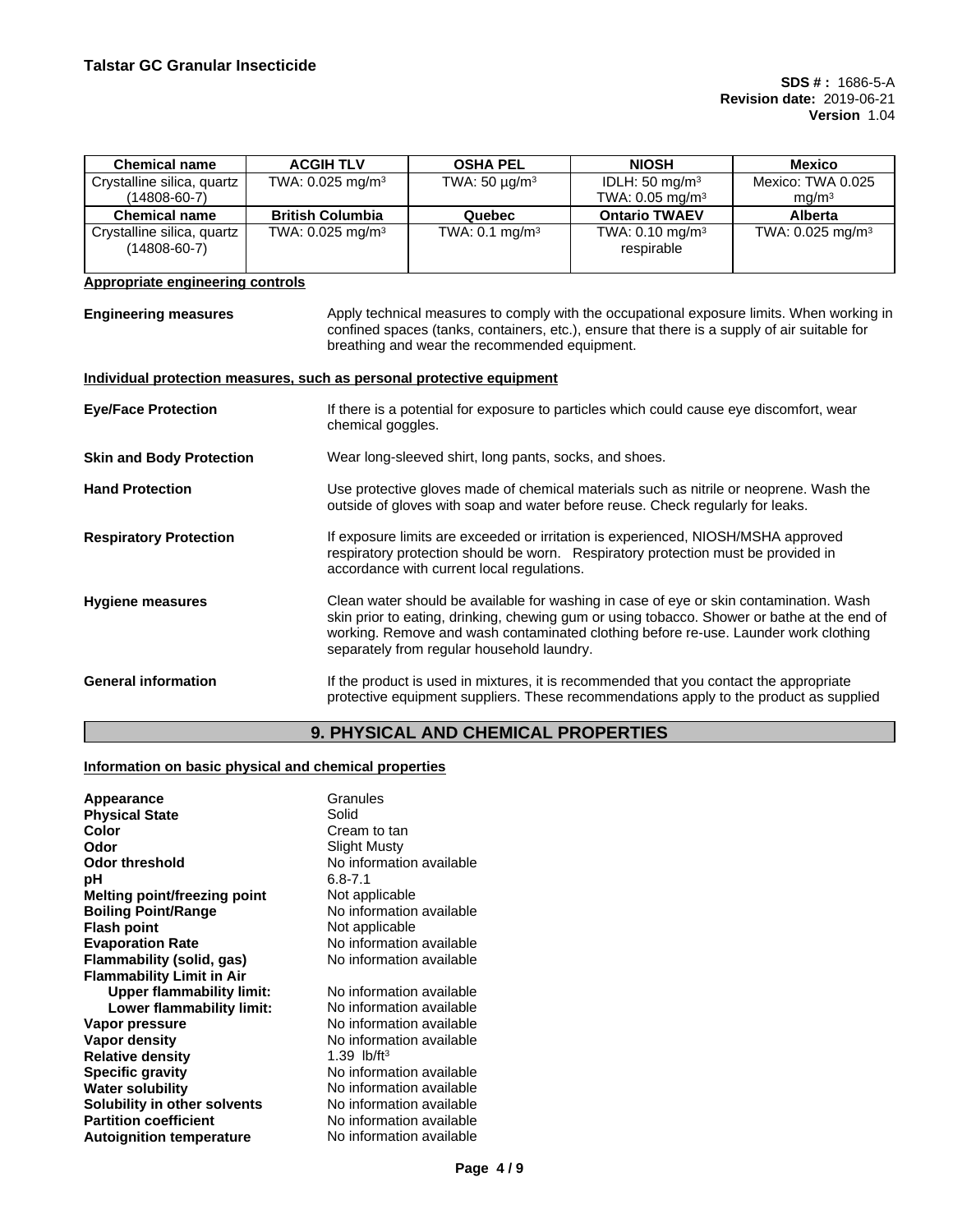| Chemical name | ACGIH TLV | OSHA PEL | NIOSH | Mexico |
|---|---|---|---|---|
| Crystalline silica, quartz (14808-60-7) | TWA: 0.025 mg/m³ | TWA: 50 µg/m³ | IDLH: 50 mg/m³<br>TWA: 0.05 mg/m³ | Mexico: TWA 0.025 mg/m³ |
| **Chemical name** | **British Columbia** | **Quebec** | **Ontario TWAEV** | **Alberta** |
| Crystalline silica, quartz (14808-60-7) | TWA: 0.025 mg/m³ | TWA: 0.1 mg/m³ | TWA: 0.10 mg/m³ respirable | TWA: 0.025 mg/m³ |

**Appropriate engineering controls**

**Engineering measures** Apply technical measures to comply with the occupational exposure limits. When working in confined spaces (tanks, containers, etc.), ensure that there is a supply of air suitable for breathing and wear the recommended equipment.

**Individual protection measures, such as personal protective equipment**

**Eye/Face Protection** If there is a potential for exposure to particles which could cause eye discomfort, wear chemical goggles.

**Skin and Body Protection** Wear long-sleeved shirt, long pants, socks, and shoes.

**Hand Protection** Use protective gloves made of chemical materials such as nitrile or neoprene. Wash the outside of gloves with soap and water before reuse. Check regularly for leaks.

**Respiratory Protection** If exposure limits are exceeded or irritation is experienced, NIOSH/MSHA approved respiratory protection should be worn. Respiratory protection must be provided in accordance with current local regulations.

**Hygiene measures** Clean water should be available for washing in case of eye or skin contamination. Wash skin prior to eating, drinking, chewing gum or using tobacco. Shower or bathe at the end of working. Remove and wash contaminated clothing before re-use. Launder work clothing separately from regular household laundry.

**General information** If the product is used in mixtures, it is recommended that you contact the appropriate protective equipment suppliers. These recommendations apply to the product as supplied

## 9. PHYSICAL AND CHEMICAL PROPERTIES

**Information on basic physical and chemical properties**

| | |
|---|---|
| **Appearance** | Granules |
| **Physical State** | Solid |
| **Color** | Cream to tan |
| **Odor** | Slight Musty |
| **Odor threshold** | No information available |
| **pH** | 6.8-7.1 |
| **Melting point/freezing point** | Not applicable |
| **Boiling Point/Range** | No information available |
| **Flash point** | Not applicable |
| **Evaporation Rate** | No information available |
| **Flammability (solid, gas)** | No information available |
| **Flammability Limit in Air** | |
| **Upper flammability limit:** | No information available |
| **Lower flammability limit:** | No information available |
| **Vapor pressure** | No information available |
| **Vapor density** | No information available |
| **Relative density** | 1.39 lb/ft³ |
| **Specific gravity** | No information available |
| **Water solubility** | No information available |
| **Solubility in other solvents** | No information available |
| **Partition coefficient** | No information available |
| **Autoignition temperature** | No information available |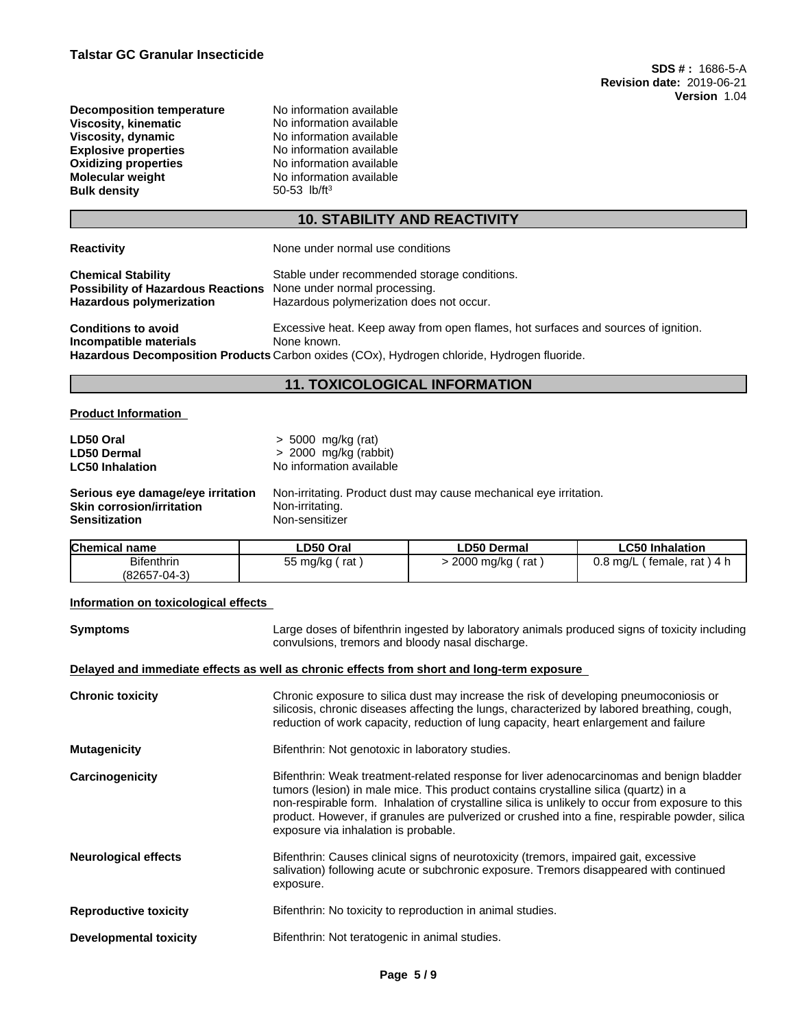| | |
|---|---|
| **Decomposition temperature** | No information available |
| **Viscosity, kinematic** | No information available |
| **Viscosity, dynamic** | No information available |
| **Explosive properties** | No information available |
| **Oxidizing properties** | No information available |
| **Molecular weight** | No information available |
| **Bulk density** | 50-53 lb/ft$^3$ |

## 10. STABILITY AND REACTIVITY

**Reactivity** None under normal use conditions

**Chemical Stability** Stable under recommended storage conditions.
**Possibility of Hazardous Reactions** None under normal processing.
**Hazardous polymerization** Hazardous polymerization does not occur.

**Conditions to avoid** Excessive heat. Keep away from open flames, hot surfaces and sources of ignition.
**Incompatible materials** None known.
**Hazardous Decomposition Products** Carbon oxides (COx), Hydrogen chloride, Hydrogen fluoride.

## 11. TOXICOLOGICAL INFORMATION

**Product Information**

**LD50 Oral** > 5000 mg/kg (rat)
**LD50 Dermal** > 2000 mg/kg (rabbit)
**LC50 Inhalation** No information available

**Serious eye damage/eye irritation** Non-irritating. Product dust may cause mechanical eye irritation.
**Skin corrosion/irritation** Non-irritating.
**Sensitization** Non-sensitizer

| Chemical name | LD50 Oral | LD50 Dermal | LC50 Inhalation |
|---|---|---|---|
| Bifenthrin (82657-04-3) | 55 mg/kg ( rat ) | > 2000 mg/kg ( rat ) | 0.8 mg/L ( female, rat ) 4 h |

**Information on toxicological effects**

**Symptoms** Large doses of bifenthrin ingested by laboratory animals produced signs of toxicity including convulsions, tremors and bloody nasal discharge.

**Delayed and immediate effects as well as chronic effects from short and long-term exposure**

**Chronic toxicity** Chronic exposure to silica dust may increase the risk of developing pneumoconiosis or silicosis, chronic diseases affecting the lungs, characterized by labored breathing, cough, reduction of work capacity, reduction of lung capacity, heart enlargement and failure

**Mutagenicity** Bifenthrin: Not genotoxic in laboratory studies.

**Carcinogenicity** Bifenthrin: Weak treatment-related response for liver adenocarcinomas and benign bladder tumors (lesion) in male mice. This product contains crystalline silica (quartz) in a non-respirable form. Inhalation of crystalline silica is unlikely to occur from exposure to this product. However, if granules are pulverized or crushed into a fine, respirable powder, silica exposure via inhalation is probable.

**Neurological effects** Bifenthrin: Causes clinical signs of neurotoxicity (tremors, impaired gait, excessive salivation) following acute or subchronic exposure. Tremors disappeared with continued exposure.

**Reproductive toxicity** Bifenthrin: No toxicity to reproduction in animal studies.

**Developmental toxicity** Bifenthrin: Not teratogenic in animal studies.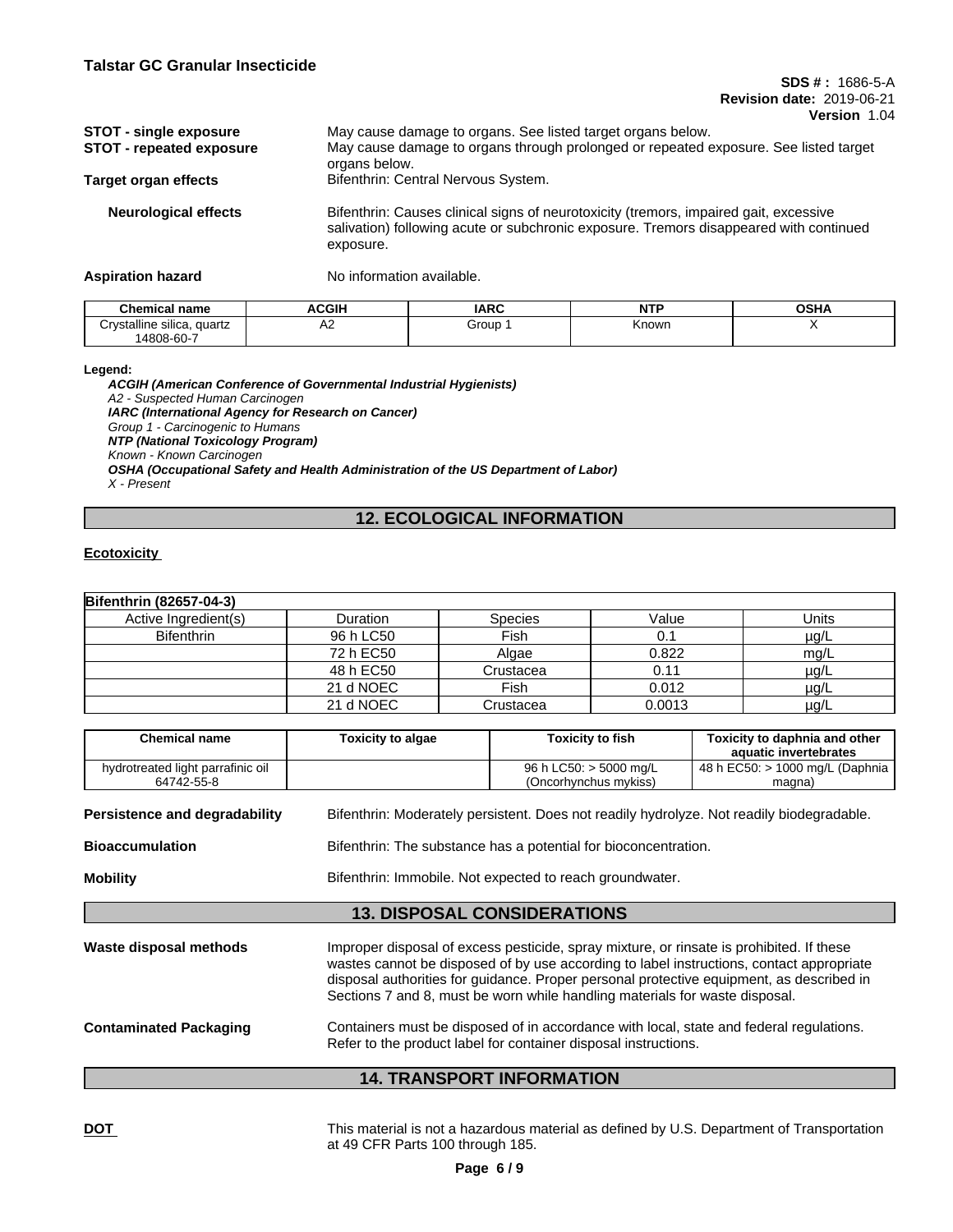| | |
|---|---|
| **STOT - single exposure** | May cause damage to organs. See listed target organs below. |
| **STOT - repeated exposure** | May cause damage to organs through prolonged or repeated exposure. See listed target organs below. |
| **Target organ effects** | Bifenthrin: Central Nervous System. |
| **Neurological effects** | Bifenthrin: Causes clinical signs of neurotoxicity (tremors, impaired gait, excessive salivation) following acute or subchronic exposure. Tremors disappeared with continued exposure. |
| **Aspiration hazard** | No information available. |

| Chemical name | ACGIH | IARC | NTP | OSHA |
|---|---|---|---|---|
| Crystalline silica, quartz 14808-60-7 | A2 | Group 1 | Known | X |

**Legend:**

***ACGIH (American Conference of Governmental Industrial Hygienists)***
*A2 - Suspected Human Carcinogen*
***IARC (International Agency for Research on Cancer)***
*Group 1 - Carcinogenic to Humans*
***NTP (National Toxicology Program)***
*Known - Known Carcinogen*
***OSHA (Occupational Safety and Health Administration of the US Department of Labor)***
*X - Present*

## 12. ECOLOGICAL INFORMATION

**Ecotoxicity**

| **Bifenthrin (82657-04-3)** | | | | |
|---|---|---|---|---|
| Active Ingredient(s) | Duration | Species | Value | Units |
| Bifenthrin | 96 h LC50 | Fish | 0.1 | µg/L |
| | 72 h EC50 | Algae | 0.822 | mg/L |
| | 48 h EC50 | Crustacea | 0.11 | µg/L |
| | 21 d NOEC | Fish | 0.012 | µg/L |
| | 21 d NOEC | Crustacea | 0.0013 | µg/L |

| Chemical name | Toxicity to algae | Toxicity to fish | Toxicity to daphnia and other aquatic invertebrates |
|---|---|---|---|
| hydrotreated light parrafinic oil 64742-55-8 | | 96 h LC50: > 5000 mg/L (Oncorhynchus mykiss) | 48 h EC50: > 1000 mg/L (Daphnia magna) |

| | |
|---|---|
| **Persistence and degradability** | Bifenthrin: Moderately persistent. Does not readily hydrolyze. Not readily biodegradable. |
| **Bioaccumulation** | Bifenthrin: The substance has a potential for bioconcentration. |
| **Mobility** | Bifenthrin: Immobile. Not expected to reach groundwater. |

## 13. DISPOSAL CONSIDERATIONS

| | |
|---|---|
| **Waste disposal methods** | Improper disposal of excess pesticide, spray mixture, or rinsate is prohibited. If these wastes cannot be disposed of by use according to label instructions, contact appropriate disposal authorities for guidance. Proper personal protective equipment, as described in Sections 7 and 8, must be worn while handling materials for waste disposal. |
| **Contaminated Packaging** | Containers must be disposed of in accordance with local, state and federal regulations. Refer to the product label for container disposal instructions. |

## 14. TRANSPORT INFORMATION

| | |
|---|---|
| **DOT** | This material is not a hazardous material as defined by U.S. Department of Transportation at 49 CFR Parts 100 through 185. |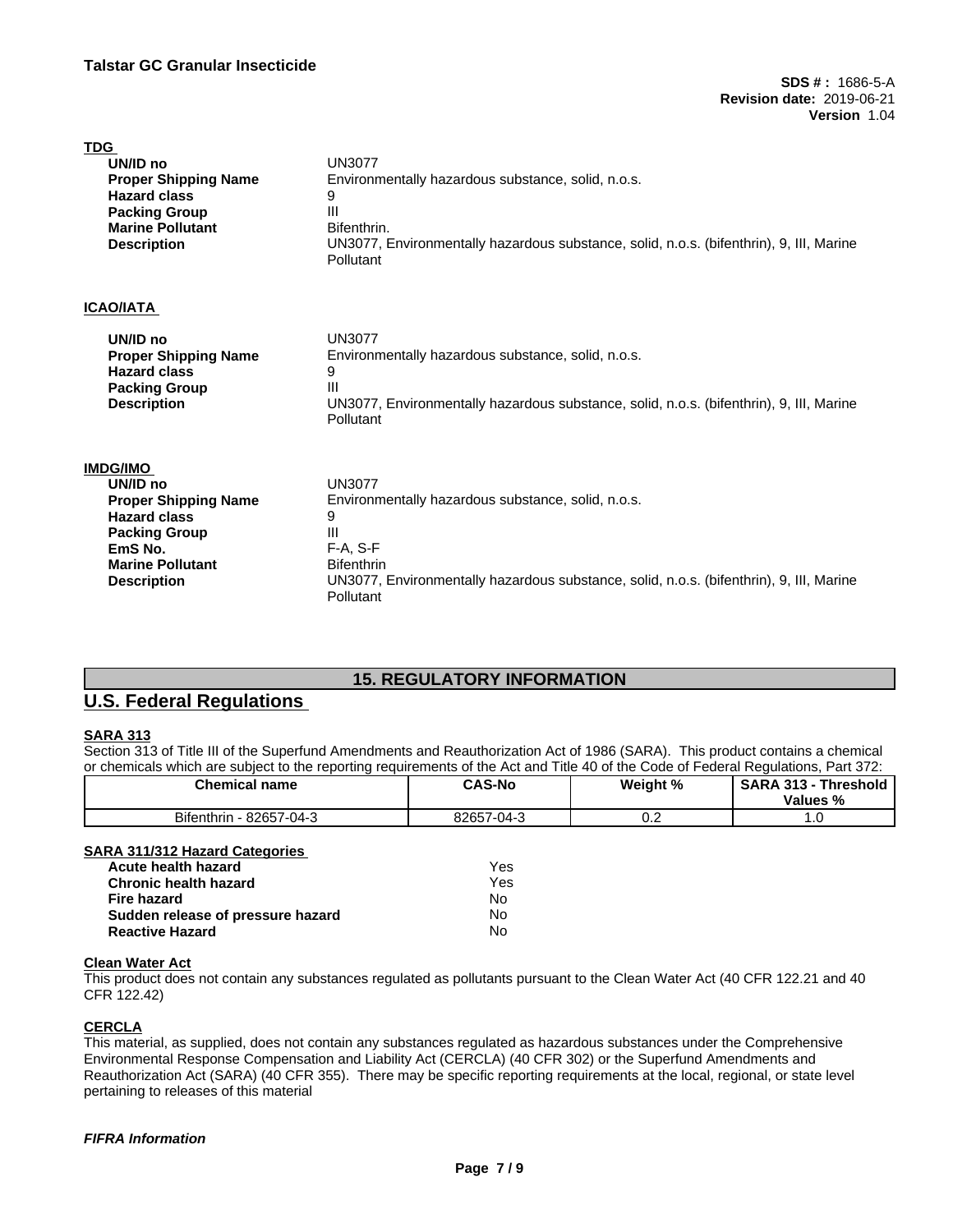### TDG

| | |
|---|---|
| **UN/ID no** | UN3077 |
| **Proper Shipping Name** | Environmentally hazardous substance, solid, n.o.s. |
| **Hazard class** | 9 |
| **Packing Group** | III |
| **Marine Pollutant** | Bifenthrin. |
| **Description** | UN3077, Environmentally hazardous substance, solid, n.o.s. (bifenthrin), 9, III, Marine Pollutant |

### ICAO/IATA

| | |
|---|---|
| **UN/ID no** | UN3077 |
| **Proper Shipping Name** | Environmentally hazardous substance, solid, n.o.s. |
| **Hazard class** | 9 |
| **Packing Group** | III |
| **Description** | UN3077, Environmentally hazardous substance, solid, n.o.s. (bifenthrin), 9, III, Marine Pollutant |

### IMDG/IMO

| | |
|---|---|
| **UN/ID no** | UN3077 |
| **Proper Shipping Name** | Environmentally hazardous substance, solid, n.o.s. |
| **Hazard class** | 9 |
| **Packing Group** | III |
| **EmS No.** | F-A, S-F |
| **Marine Pollutant** | Bifenthrin |
| **Description** | UN3077, Environmentally hazardous substance, solid, n.o.s. (bifenthrin), 9, III, Marine Pollutant |

## 15. REGULATORY INFORMATION

## U.S. Federal Regulations

### SARA 313

Section 313 of Title III of the Superfund Amendments and Reauthorization Act of 1986 (SARA). This product contains a chemical or chemicals which are subject to the reporting requirements of the Act and Title 40 of the Code of Federal Regulations, Part 372:

| Chemical name | CAS-No | Weight % | SARA 313 - Threshold Values % |
|---|---|---|---|
| Bifenthrin - 82657-04-3 | 82657-04-3 | 0.2 | 1.0 |

### SARA 311/312 Hazard Categories

| | |
|---|---|
| **Acute health hazard** | Yes |
| **Chronic health hazard** | Yes |
| **Fire hazard** | No |
| **Sudden release of pressure hazard** | No |
| **Reactive Hazard** | No |

### Clean Water Act

This product does not contain any substances regulated as pollutants pursuant to the Clean Water Act (40 CFR 122.21 and 40 CFR 122.42)

### CERCLA

This material, as supplied, does not contain any substances regulated as hazardous substances under the Comprehensive Environmental Response Compensation and Liability Act (CERCLA) (40 CFR 302) or the Superfund Amendments and Reauthorization Act (SARA) (40 CFR 355). There may be specific reporting requirements at the local, regional, or state level pertaining to releases of this material

***FIFRA Information***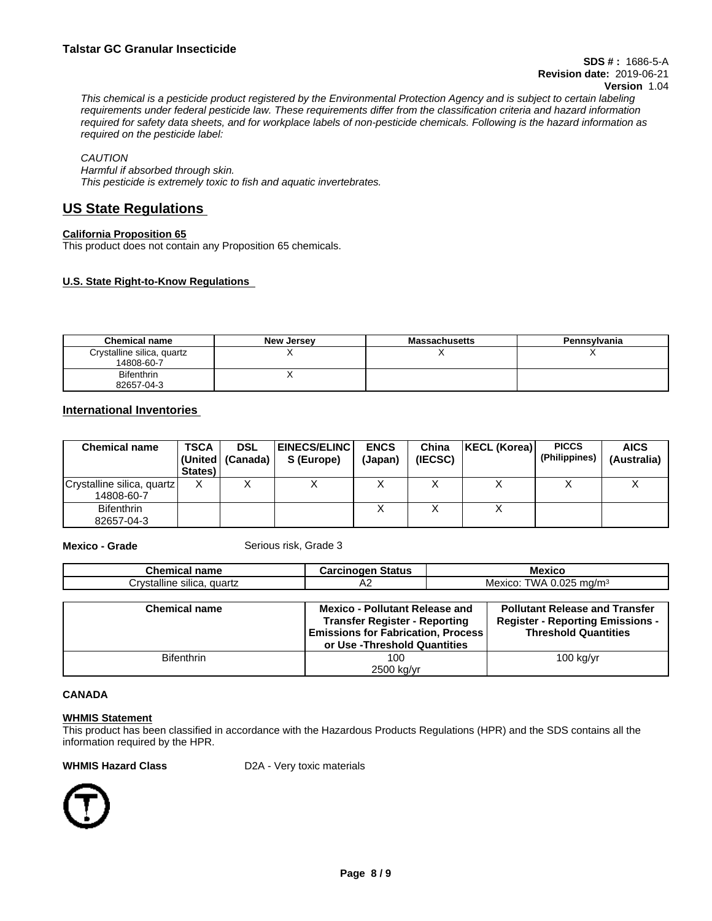*This chemical is a pesticide product registered by the Environmental Protection Agency and is subject to certain labeling requirements under federal pesticide law. These requirements differ from the classification criteria and hazard information required for safety data sheets, and for workplace labels of non-pesticide chemicals. Following is the hazard information as required on the pesticide label:*

*CAUTION*
*Harmful if absorbed through skin.*
*This pesticide is extremely toxic to fish and aquatic invertebrates.*

## US State Regulations

**California Proposition 65**

This product does not contain any Proposition 65 chemicals.

**U.S. State Right-to-Know Regulations**

| Chemical name | New Jersey | Massachusetts | Pennsylvania |
|---|---|---|---|
| Crystalline silica, quartz<br>14808-60-7 | X | X | X |
| Bifenthrin<br>82657-04-3 | X | | |

## International Inventories

| Chemical name | TSCA (United States) | DSL (Canada) | EINECS/ELINCS (Europe) | ENCS (Japan) | China (IECSC) | KECL (Korea) | PICCS (Philippines) | AICS (Australia) |
|---|---|---|---|---|---|---|---|---|
| Crystalline silica, quartz<br>14808-60-7 | X | X | X | X | X | X | X | X |
| Bifenthrin<br>82657-04-3 | | | | X | X | X | | |

**Mexico - Grade** Serious risk, Grade 3

| Chemical name | Carcinogen Status | Mexico |
|---|---|---|
| Crystalline silica, quartz | A2 | Mexico: TWA 0.025 mg/m³ |

| Chemical name | Mexico - Pollutant Release and Transfer Register - Reporting Emissions for Fabrication, Process or Use -Threshold Quantities | Pollutant Release and Transfer Register - Reporting Emissions - Threshold Quantities |
|---|---|---|
| Bifenthrin | 100<br>2500 kg/yr | 100 kg/yr |

**CANADA**

**WHMIS Statement**

This product has been classified in accordance with the Hazardous Products Regulations (HPR) and the SDS contains all the information required by the HPR.

**WHMIS Hazard Class** D2A - Very toxic materials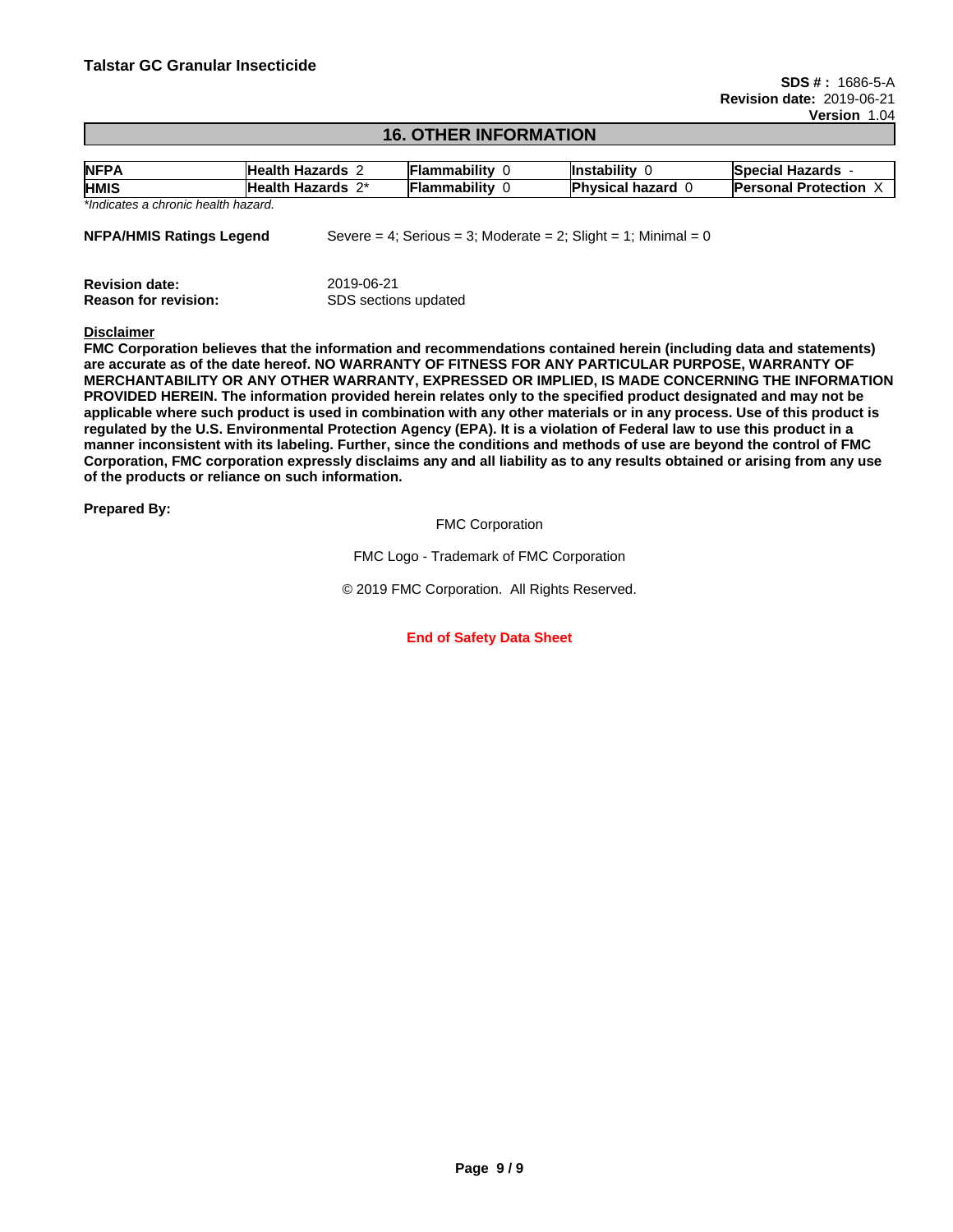## 16. OTHER INFORMATION

| | | | | |
|---|---|---|---|---|
| **NFPA** | **Health Hazards** 2 | **Flammability** 0 | **Instability** 0 | **Special Hazards** - |
| **HMIS** | **Health Hazards** 2* | **Flammability** 0 | **Physical hazard** 0 | **Personal Protection** X |

*\*Indicates a chronic health hazard.*

**NFPA/HMIS Ratings Legend** Severe = 4; Serious = 3; Moderate = 2; Slight = 1; Minimal = 0

**Revision date:** 2019-06-21
**Reason for revision:** SDS sections updated

**Disclaimer**

**FMC Corporation believes that the information and recommendations contained herein (including data and statements) are accurate as of the date hereof. NO WARRANTY OF FITNESS FOR ANY PARTICULAR PURPOSE, WARRANTY OF MERCHANTABILITY OR ANY OTHER WARRANTY, EXPRESSED OR IMPLIED, IS MADE CONCERNING THE INFORMATION PROVIDED HEREIN. The information provided herein relates only to the specified product designated and may not be applicable where such product is used in combination with any other materials or in any process. Use of this product is regulated by the U.S. Environmental Protection Agency (EPA). It is a violation of Federal law to use this product in a manner inconsistent with its labeling. Further, since the conditions and methods of use are beyond the control of FMC Corporation, FMC corporation expressly disclaims any and all liability as to any results obtained or arising from any use of the products or reliance on such information.**

**Prepared By:**

FMC Corporation

FMC Logo - Trademark of FMC Corporation

© 2019 FMC Corporation. All Rights Reserved.

**End of Safety Data Sheet**